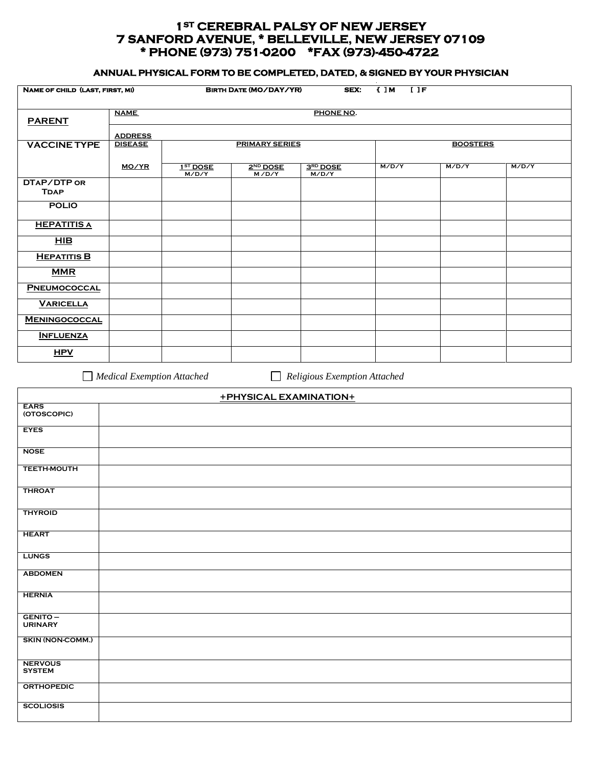# 1ST CEREBRAL PALSY OF NEW JERSEY
# 7 SANFORD AVENUE, * BELLEVILLE, NEW JERSEY 07109
# * PHONE (973) 751-0200 *FAX (973)-450-4722

### ANNUAL PHYSICAL FORM TO BE COMPLETED, DATED, & SIGNED BY YOUR PHYSICIAN

| NAME OF CHILD (LAST, FIRST, MI) | | BIRTH DATE (MO/DAY/YR) | | SEX: { ] M [ ] F | | | |
|---|---|---|---|---|---|---|---|
| **PARENT** | NAME | | | PHONE NO. | | | |
| | ADDRESS | | | | | | |
| **VACCINE TYPE** | DISEASE | PRIMARY SERIES | | | BOOSTERS | | |
| | MO/YR | 1ST DOSE M/D/Y | 2ND DOSE M/D/Y | 3RD DOSE M/D/Y | M/D/Y | M/D/Y | M/D/Y |
| DTAP/DTP OR TDAP | | | | | | | |
| POLIO | | | | | | | |
| HEPATITIS A | | | | | | | |
| HIB | | | | | | | |
| HEPATITIS B | | | | | | | |
| MMR | | | | | | | |
| PNEUMOCOCCAL | | | | | | | |
| VARICELLA | | | | | | | |
| MENINGOCOCCAL | | | | | | | |
| INFLUENZA | | | | | | | |
| HPV | | | | | | | |

☐ *Medical Exemption Attached* ☐ *Religious Exemption Attached*

| +PHYSICAL EXAMINATION+ | |
|---|---|
| EARS (OTOSCOPIC) | |
| EYES | |
| NOSE | |
| TEETH-MOUTH | |
| THROAT | |
| THYROID | |
| HEART | |
| LUNGS | |
| ABDOMEN | |
| HERNIA | |
| GENITO – URINARY | |
| SKIN (NON-COMM.) | |
| NERVOUS SYSTEM | |
| ORTHOPEDIC | |
| SCOLIOSIS | |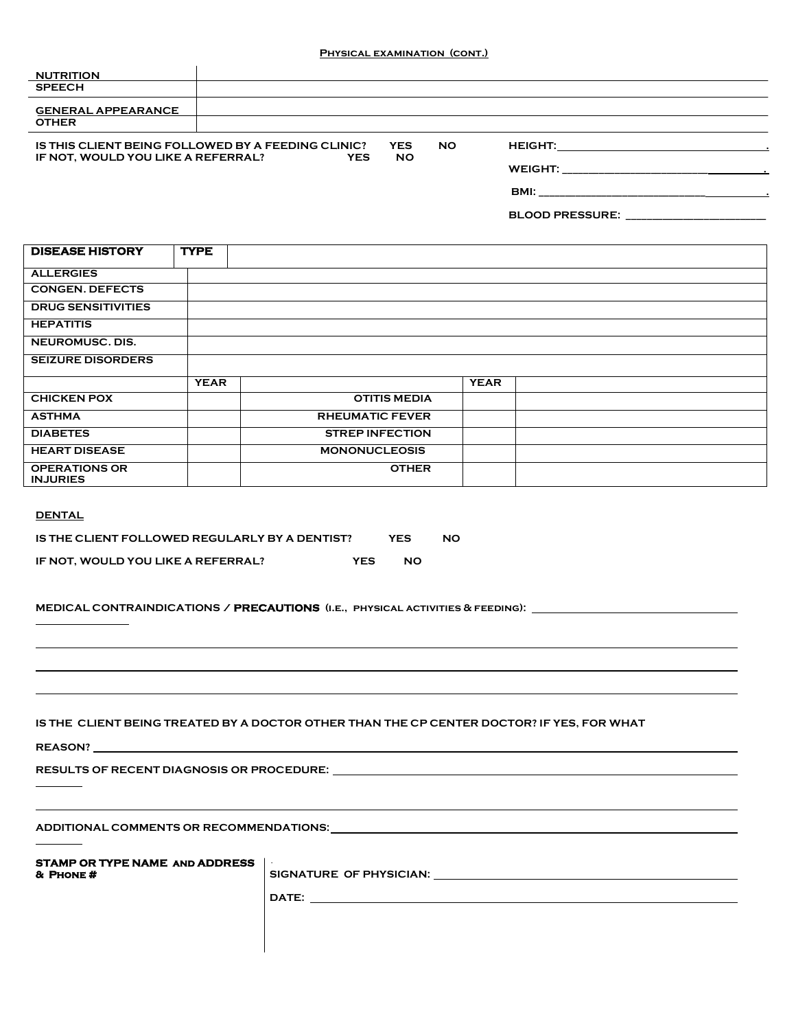## PHYSICAL EXAMINATION (CONT.)

| | |
|---|---|
| NUTRITION | |
| SPEECH | |
| GENERAL APPEARANCE | |
| OTHER | |

IS THIS CLIENT BEING FOLLOWED BY A FEEDING CLINIC? YES NO

IF NOT, WOULD YOU LIKE A REFERRAL? YES NO

HEIGHT: ______________________.

WEIGHT: ______________________.

BMI: ______________________.

BLOOD PRESSURE: ______________________

| DISEASE HISTORY | TYPE | | | |
|---|---|---|---|---|
| ALLERGIES | | | | |
| CONGEN. DEFECTS | | | | |
| DRUG SENSITIVITIES | | | | |
| HEPATITIS | | | | |
| NEUROMUSC. DIS. | | | | |
| SEIZURE DISORDERS | | | | |
| | YEAR | | YEAR | |
| CHICKEN POX | | OTITIS MEDIA | | |
| ASTHMA | | RHEUMATIC FEVER | | |
| DIABETES | | STREP INFECTION | | |
| HEART DISEASE | | MONONUCLEOSIS | | |
| OPERATIONS OR INJURIES | | OTHER | | |

**DENTAL**

IS THE CLIENT FOLLOWED REGULARLY BY A DENTIST? YES NO

IF NOT, WOULD YOU LIKE A REFERRAL? YES NO

MEDICAL CONTRAINDICATIONS / **PRECAUTIONS** (I.E., PHYSICAL ACTIVITIES & FEEDING): ______________________

______________________

______________________

______________________

IS THE CLIENT BEING TREATED BY A DOCTOR OTHER THAN THE CP CENTER DOCTOR? IF YES, FOR WHAT

REASON? ______________________

RESULTS OF RECENT DIAGNOSIS OR PROCEDURE: ______________________

______________________

ADDITIONAL COMMENTS OR RECOMMENDATIONS: ______________________

**STAMP OR TYPE NAME AND ADDRESS & PHONE #**

SIGNATURE OF PHYSICIAN: ______________________

DATE: ______________________